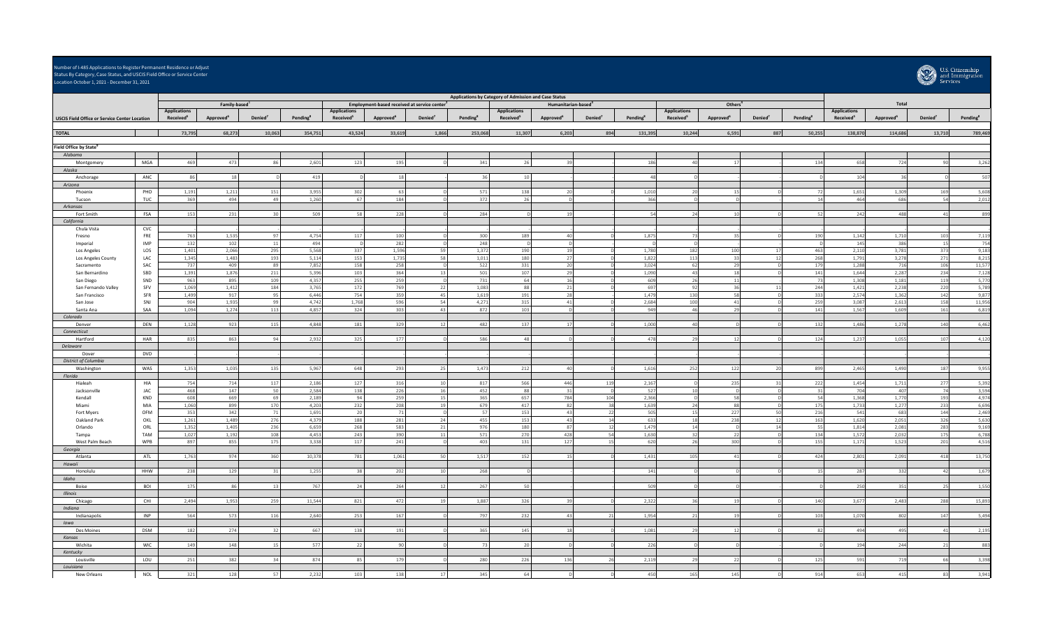Number of I-485 Applications to Register Permanent Residence or Adjust Status By Category, Case Status, and USCIS Field Office or Service Center Location October 1, 2021 - December 31, 2021

U.S. Citizenship and Immigration Services

| USCIS Field Office or Service Center Location | | Family-based[1] Applications Received[5] | Family-based[1] Approved[6] | Family-based[1] Denied[7] | Family-based[1] Pending[8] | Employment-based received at service center[2] Applications Received[5] | Employment-based Approved[6] | Employment-based Denied[7] | Employment-based Pending[8] | Humanitarian-based[3] Applications Received[5] | Humanitarian-based Approved[6] | Humanitarian-based Denied[7] | Humanitarian-based Pending[8] | Others[4] Applications Received[5] | Others Approved[6] | Others Denied[7] | Others Pending[8] | Total Applications Received[5] | Total Approved[6] | Total Denied[7] | Total Pending[8] |
|---|---|---|---|---|---|---|---|---|---|---|---|---|---|---|---|---|---|---|---|---|---|
| **TOTAL** | | 73,795 | 68,273 | 10,063 | 354,751 | 43,524 | 33,619 | 1,866 | 253,068 | 11,307 | 6,203 | 894 | 131,395 | 10,244 | 6,591 | 887 | 50,255 | 138,870 | 114,686 | 13,710 | 789,469 |
| **Field Office by State[9]** | | | | | | | | | | | | | | | | | | | | | |
| *Alabama* | | | | | | | | | | | | | | | | | | | | | |
| Montgomery | MGA | 469 | 473 | 86 | 2,601 | 123 | 195 | D | 341 | 26 | 39 | - | 186 | 40 | 17 | - | 134 | 658 | 724 | 90 | 3,262 |
| *Alaska* | | | | | | | | | | | | | | | | | | | | | |
| Anchorage | ANC | 86 | 18 | D | 419 | D | 18 | - | 36 | 10 | - | - | 48 | D | - | - | D | 104 | 36 | D | 507 |
| *Arizona* | | | | | | | | | | | | | | | | | | | | | |
| Phoenix | PHO | 1,191 | 1,211 | 151 | 3,955 | 302 | 63 | D | 571 | 138 | 20 | D | 1,010 | 20 | 15 | D | 72 | 1,651 | 1,309 | 169 | 5,608 |
| Tucson | TUC | 369 | 494 | 49 | 1,260 | 67 | 184 | D | 372 | 26 | D | - | 366 | D | D | - | 14 | 464 | 686 | 54 | 2,012 |
| *Arkansas* | | | | | | | | | | | | | | | | | | | | | |
| Fort Smith | FSA | 153 | 231 | 30 | 509 | 58 | 228 | D | 284 | D | 19 | - | 54 | 24 | 10 | D | 52 | 242 | 488 | 41 | 899 |
| *California* | | | | | | | | | | | | | | | | | | | | | |
| Chula Vista | CVC | - | - | - | - | - | - | - | - | - | - | - | - | - | - | - | - | - | - | - | - |
| Fresno | FRE | 763 | 1,535 | 97 | 4,754 | 117 | 100 | D | 300 | 189 | 40 | D | 1,875 | 73 | 35 | D | 190 | 1,142 | 1,710 | 103 | 7,119 |
| Imperial | IMP | 132 | 102 | 11 | 494 | D | 282 | D | 248 | D | D | - | D | D | - | - | D | 145 | 386 | 15 | 754 |
| Los Angeles | LOS | 1,401 | 2,066 | 295 | 5,568 | 337 | 1,596 | 59 | 1,372 | 190 | 19 | D | 1,780 | 182 | 100 | 17 | 463 | 2,110 | 3,781 | 373 | 9,183 |
| Los Angeles County | LAC | 1,345 | 1,483 | 193 | 5,114 | 153 | 1,735 | 58 | 1,011 | 180 | 27 | D | 1,822 | 113 | 33 | 12 | 268 | 1,791 | 3,278 | 271 | 8,215 |
| Sacramento | SAC | 737 | 409 | 89 | 7,852 | 158 | 258 | D | 522 | 331 | 20 | D | 3,024 | 62 | 29 | D | 179 | 1,288 | 716 | 106 | 11,577 |
| San Bernardino | SBD | 1,391 | 1,876 | 211 | 5,396 | 103 | 364 | 13 | 501 | 107 | 29 | D | 1,090 | 43 | 18 | D | 141 | 1,644 | 2,287 | 234 | 7,128 |
| San Diego | SND | 963 | 895 | 109 | 4,357 | 255 | 259 | D | 731 | 64 | 16 | D | 609 | 26 | 11 | - | 73 | 1,308 | 1,181 | 119 | 5,770 |
| San Fernando Valley | SFV | 1,069 | 1,412 | 184 | 3,765 | 172 | 769 | 22 | 1,083 | 88 | 21 | D | 697 | 92 | 36 | 11 | 244 | 1,421 | 2,238 | 220 | 5,789 |
| San Francisco | SFR | 1,499 | 917 | 95 | 6,446 | 754 | 359 | 45 | 1,619 | 191 | 28 | - | 1,479 | 130 | 58 | D | 333 | 2,574 | 1,362 | 142 | 9,877 |
| San Jose | SNJ | 904 | 1,935 | 99 | 4,742 | 1,768 | 596 | 54 | 4,271 | 315 | 41 | D | 2,684 | 100 | 41 | D | 259 | 3,087 | 2,613 | 158 | 11,956 |
| Santa Ana | SAA | 1,094 | 1,274 | 113 | 4,857 | 324 | 303 | 43 | 872 | 103 | D | - | 949 | 46 | 29 | D | 141 | 1,567 | 1,609 | 161 | 6,819 |
| *Colorado* | | | | | | | | | | | | | | | | | | | | | |
| Denver | DEN | 1,128 | 923 | 115 | 4,848 | 181 | 329 | 12 | 482 | 137 | 17 | D | 1,000 | 40 | D | D | 132 | 1,486 | 1,278 | 140 | 6,462 |
| *Connecticut* | | | | | | | | | | | | | | | | | | | | | |
| Hartford | HAR | 835 | 863 | 94 | 2,932 | 325 | 177 | D | 586 | 48 | D | D | 478 | 29 | 12 | D | 124 | 1,237 | 1,055 | 107 | 4,120 |
| *Delaware* | | | | | | | | | | | | | | | | | | | | | |
| Dover | DVD | - | - | - | - | - | - | - | - | - | - | - | - | - | - | - | - | - | - | - | - |
| *District of Columbia* | | | | | | | | | | | | | | | | | | | | | |
| Washington | WAS | 1,353 | 1,035 | 135 | 5,967 | 648 | 293 | 25 | 1,473 | 212 | 40 | D | 1,616 | 252 | 122 | 20 | 899 | 2,465 | 1,490 | 187 | 9,955 |
| *Florida* | | | | | | | | | | | | | | | | | | | | | |
| Hialeah | HIA | 754 | 714 | 117 | 2,186 | 127 | 316 | 10 | 817 | 566 | 446 | 119 | 2,167 | D | 235 | 31 | 222 | 1,454 | 1,711 | 277 | 5,392 |
| Jacksonville | JAC | 468 | 147 | 50 | 2,584 | 138 | 226 | 16 | 452 | 88 | 31 | D | 527 | 10 | D | D | 31 | 704 | 407 | 74 | 3,594 |
| Kendall | KND | 608 | 669 | 69 | 2,189 | 94 | 259 | 15 | 365 | 657 | 784 | 104 | 2,366 | D | 58 | D | 54 | 1,368 | 1,770 | 193 | 4,974 |
| Miami | MIA | 1,060 | 899 | 170 | 4,203 | 232 | 208 | 19 | 679 | 417 | 82 | 38 | 1,639 | 24 | 88 | D | 175 | 1,733 | 1,277 | 233 | 6,696 |
| Fort Myers | OFM | 353 | 342 | 71 | 1,691 | 20 | 71 | D | 57 | 153 | 43 | 22 | 505 | 15 | 227 | 50 | 216 | 541 | 683 | 144 | 2,469 |
| Oakland Park | OKL | 1,261 | 1,489 | 276 | 4,379 | 188 | 281 | 24 | 455 | 153 | 43 | 14 | 633 | 18 | 238 | 12 | 163 | 1,620 | 2,051 | 326 | 5,630 |
| Orlando | ORL | 1,352 | 1,405 | 236 | 6,659 | 268 | 583 | 21 | 976 | 180 | 87 | 12 | 1,479 | 14 | D | 14 | 55 | 1,814 | 2,081 | 283 | 9,169 |
| Tampa | TAM | 1,027 | 1,192 | 108 | 4,453 | 243 | 390 | 11 | 571 | 270 | 428 | 54 | 1,630 | 32 | 22 | D | 134 | 1,572 | 2,032 | 175 | 6,788 |
| West Palm Beach | WPB | 897 | 855 | 175 | 3,338 | 117 | 241 | D | 403 | 131 | 127 | 15 | 620 | 26 | 300 | D | 155 | 1,171 | 1,523 | 201 | 4,516 |
| *Georgia* | | | | | | | | | | | | | | | | | | | | | |
| Atlanta | ATL | 1,763 | 974 | 360 | 10,378 | 781 | 1,061 | 50 | 1,517 | 152 | 15 | D | 1,431 | 105 | 41 | D | 424 | 2,801 | 2,091 | 418 | 13,750 |
| *Hawaii* | | | | | | | | | | | | | | | | | | | | | |
| Honolulu | HHW | 238 | 129 | 31 | 1,255 | 38 | 202 | 10 | 268 | D | - | - | 141 | D | D | D | 15 | 287 | 332 | 42 | 1,679 |
| *Idaho* | | | | | | | | | | | | | | | | | | | | | |
| Boise | BOI | 175 | 86 | 13 | 767 | 24 | 264 | 12 | 267 | 50 | - | - | 509 | D | D | - | D | 250 | 351 | 25 | 1,550 |
| *Illinois* | | | | | | | | | | | | | | | | | | | | | |
| Chicago | CHI | 2,494 | 1,953 | 259 | 11,544 | 821 | 472 | 19 | 1,887 | 326 | 39 | D | 2,322 | 36 | 19 | D | 140 | 3,677 | 2,483 | 288 | 15,893 |
| *Indiana* | | | | | | | | | | | | | | | | | | | | | |
| Indianapolis | INP | 564 | 573 | 116 | 2,640 | 253 | 167 | D | 797 | 232 | 43 | 21 | 1,954 | 21 | 19 | D | 103 | 1,070 | 802 | 147 | 5,494 |
| *Iowa* | | | | | | | | | | | | | | | | | | | | | |
| Des Moines | DSM | 182 | 274 | 32 | 667 | 138 | 191 | D | 365 | 145 | 18 | D | 1,081 | 29 | 12 | D | 82 | 494 | 495 | 41 | 2,195 |
| *Kansas* | | | | | | | | | | | | | | | | | | | | | |
| Wichita | WIC | 149 | 148 | 15 | 577 | 22 | 90 | D | 73 | 20 | D | D | 226 | D | D | - | D | 194 | 244 | 21 | 883 |
| *Kentucky* | | | | | | | | | | | | | | | | | | | | | |
| Louisville | LOU | 251 | 382 | 34 | 874 | 85 | 179 | D | 280 | 226 | 136 | 26 | 2,119 | 29 | 22 | D | 125 | 591 | 719 | 66 | 3,398 |
| *Louisiana* | | | | | | | | | | | | | | | | | | | | | |
| New Orleans | NOL | 321 | 128 | 57 | 2,232 | 103 | 138 | 17 | 345 | 64 | D | D | 450 | 165 | 145 | D | 914 | 653 | 415 | 83 | 3,941 |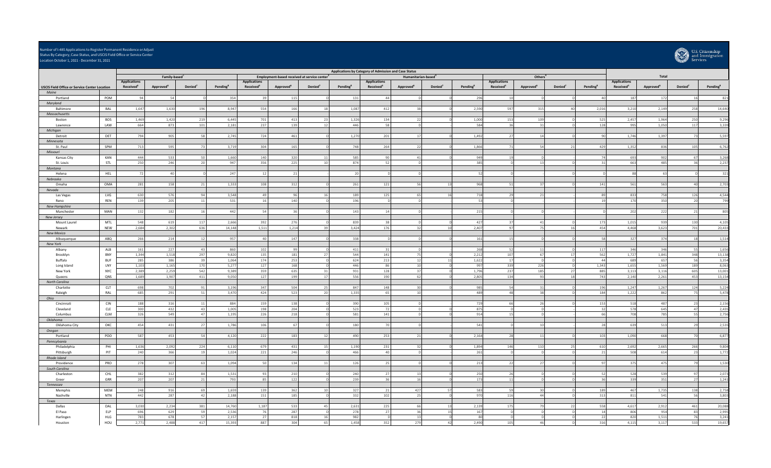Number of I-485 Applications to Register Permanent Residence or Adjust Status By Category, Case Status, and USCIS Field Office or Service Center Location October 1, 2021 - December 31, 2021

| | | Applications by Category of Admission and Case Status | | | | | | | | | | | | | | | | Total | | | |
|---|---|---|---|---|---|---|---|---|---|---|---|---|---|---|---|---|---|---|---|---|---|
| | | Family-based[1] | | | | Employment-based received at service center[2] | | | | Humanitarian-based[3] | | | | Others[4] | | | | | | | |
| USCIS Field Office or Service Center Location | | Applications Received[5] | Approved[6] | Denied[7] | Pending[8] | Applications Received[5] | Approved[6] | Denied[7] | Pending[8] | Applications Received[5] | Approved[6] | Denied[7] | Pending[8] | Applications Received[5] | Approved[6] | Denied[7] | Pending[8] | Applications Received[5] | Approved[6] | Denied[7] | Pending[8] |
| *Maine* | | | | | | | | | | | | | | | | | | | | | |
| Portland | POM | 94 | 54 | D | 354 | 39 | 115 | D | 131 | 44 | D | D | 296 | 10 | D | D | 40 | 187 | 172 | 16 | 821 |
| *Maryland* | | | | | | | | | | | | | | | | | | | | | |
| Baltimore | BAL | 1,647 | 1,630 | 196 | 8,947 | 554 | 166 | 18 | 1,087 | 412 | 38 | D | 2,590 | 597 | 315 | 40 | 2,016 | 3,210 | 2,149 | 258 | 14,640 |
| *Massachusetts* | | | | | | | | | | | | | | | | | | | | | |
| Boston | BOS | 1,469 | 1,420 | 219 | 6,445 | 701 | 413 | 23 | 1,326 | 134 | 22 | D | 1,000 | 153 | 109 | D | 525 | 2,457 | 1,964 | 250 | 9,296 |
| Lawrence | LAW | 664 | 873 | 101 | 2,181 | 237 | 139 | 12 | 446 | 58 | D | - | 584 | 36 | 31 | - | 128 | 995 | 1,050 | 117 | 3,339 |
| *Michigan* | | | | | | | | | | | | | | | | | | | | | |
| Detroit | DET | 794 | 905 | 58 | 2,745 | 724 | 461 | D | 1,270 | 201 | 17 | D | 1,492 | 27 | 14 | D | 90 | 1,746 | 1,397 | 73 | 5,597 |
| *Minnesota* | | | | | | | | | | | | | | | | | | | | | |
| St. Paul | SPM | 713 | 595 | 73 | 3,719 | 304 | 165 | D | 748 | 264 | 22 | D | 1,866 | 71 | 54 | 21 | 429 | 1,352 | 836 | 105 | 6,762 |
| *Missouri* | | | | | | | | | | | | | | | | | | | | | |
| Kansas City | KAN | 444 | 533 | 50 | 1,660 | 140 | 320 | 11 | 585 | 90 | 41 | D | 949 | 19 | D | - | 74 | 693 | 902 | 67 | 3,268 |
| St. Louis | STL | 250 | 246 | 20 | 947 | 356 | 225 | 10 | 874 | 52 | D | - | 385 | D | 13 | D | 31 | 663 | 485 | 36 | 2,237 |
| *Montana* | | | | | | | | | | | | | | | | | | | | | |
| Helena | HEL | 72 | 40 | D | 247 | 12 | 21 | - | 20 | D | D | - | 52 | D | - | D | D | 88 | 63 | D | 321 |
| *Nebraska* | | | | | | | | | | | | | | | | | | | | | |
| Omaha | OMA | 281 | 158 | 21 | 1,333 | 108 | 312 | D | 261 | 121 | 56 | 13 | 968 | 51 | 37 | D | 141 | 561 | 563 | 40 | 2,703 |
| *Nevada* | | | | | | | | | | | | | | | | | | | | | |
| Las Vegas | LVG | 630 | 576 | 94 | 3,548 | 49 | 96 | 16 | 189 | 125 | 65 | 16 | 718 | 29 | 21 | - | 89 | 833 | 758 | 126 | 4,544 |
| Reno | REN | 139 | 205 | 11 | 531 | 16 | 140 | D | 196 | D | D | - | 53 | D | - | - | 19 | 170 | 350 | 20 | 799 |
| *New Hampshire* | | | | | | | | | | | | | | | | | | | | | |
| Manchester | MAN | 132 | 182 | 16 | 442 | 54 | 36 | D | 143 | 14 | D | - | 215 | D | D | - | D | 202 | 222 | 21 | 805 |
| *New Jersey* | | | | | | | | | | | | | | | | | | | | | |
| Mount Laurel | MTL | 548 | 619 | 117 | 2,666 | 392 | 276 | D | 839 | 38 | D | D | 427 | 37 | 41 | D | 173 | 1,015 | 939 | 130 | 4,105 |
| Newark | NEW | 2,684 | 2,302 | 636 | 14,148 | 1,511 | 1,214 | 39 | 3,424 | 176 | 32 | 10 | 2,407 | 97 | 75 | 16 | 454 | 4,468 | 3,623 | 701 | 20,433 |
| *New Mexico* | | | | | | | | | | | | | | | | | | | | | |
| Albuquerque | ABQ | 266 | 214 | 12 | 957 | 40 | 147 | D | 338 | D | D | D | 161 | 15 | D | D | 58 | 327 | 374 | 18 | 1,514 |
| *New York* | | | | | | | | | | | | | | | | | | | | | |
| Albany | ALB | 161 | 227 | 43 | 860 | 102 | 99 | D | 411 | 31 | D | - | 268 | 52 | 11 | D | 117 | 346 | 346 | 55 | 1,656 |
| Brooklyn | BNY | 1,344 | 1,518 | 297 | 9,820 | 135 | 181 | 27 | 544 | 141 | 75 | D | 2,212 | 107 | 67 | 17 | 562 | 1,727 | 1,841 | 348 | 13,138 |
| Buffalo | BUF | 285 | 386 | 39 | 1,064 | 174 | 253 | D | 624 | 213 | 12 | 11 | 1,622 | 17 | D | D | 44 | 689 | 657 | 56 | 3,354 |
| Long Island | LNY | 1,103 | 1,165 | 170 | 5,277 | 127 | 168 | D | 446 | 86 | 10 | D | 997 | 339 | 226 | D | 1,343 | 1,655 | 1,569 | 189 | 8,063 |
| New York | NYC | 2,389 | 2,259 | 542 | 9,389 | 359 | 635 | 31 | 931 | 128 | 37 | D | 1,796 | 237 | 185 | 27 | 885 | 3,113 | 3,116 | 605 | 13,001 |
| Queens | QNS | 1,689 | 1,907 | 411 | 9,050 | 127 | 199 | 17 | 556 | 190 | 62 | D | 2,805 | 134 | 93 | 18 | 743 | 2,140 | 2,261 | 453 | 13,154 |
| *North Carolina* | | | | | | | | | | | | | | | | | | | | | |
| Charlotte | CLT | 698 | 702 | 91 | 3,196 | 347 | 504 | 25 | 847 | 148 | 30 | D | 985 | 54 | 31 | D | 196 | 1,247 | 1,267 | 124 | 5,224 |
| Raleigh | RAL | 685 | 291 | 51 | 3,470 | 424 | 523 | 20 | 1,335 | 65 | 10 | - | 489 | 48 | 38 | D | 184 | 1,222 | 862 | 75 | 5,478 |
| *Ohio* | | | | | | | | | | | | | | | | | | | | | |
| Cincinnati | CIN | 188 | 316 | 11 | 884 | 159 | 138 | D | 390 | 105 | D | - | 729 | 66 | 26 | D | 153 | 518 | 487 | 23 | 2,156 |
| Cleveland | CLE | 300 | 432 | 43 | 1,005 | 198 | 204 | D | 523 | 72 | D | D | 875 | D | D | - | 32 | 578 | 645 | 47 | 2,435 |
| Columbus | CLM | 326 | 549 | 47 | 1,195 | 226 | 218 | D | 581 | 141 | D | D | 914 | 15 | D | - | 66 | 708 | 785 | 55 | 2,756 |
| *Oklahoma* | | | | | | | | | | | | | | | | | | | | | |
| Oklahoma City | OKC | 454 | 431 | 27 | 1,786 | 106 | 67 | D | 180 | 70 | D | - | 541 | D | 10 | - | 28 | 639 | 513 | 29 | 2,535 |
| *Oregon* | | | | | | | | | | | | | | | | | | | | | |
| Portland | POO | 587 | 453 | 54 | 4,120 | 222 | 183 | 12 | 490 | 253 | 21 | D | 2,164 | 28 | 11 | D | 103 | 1,090 | 668 | 70 | 6,877 |
| *Pennsylvania* | | | | | | | | | | | | | | | | | | | | | |
| Philadelphia | PHI | 1,636 | 2,092 | 224 | 6,110 | 679 | 431 | 15 | 1,190 | 231 | 32 | D | 1,894 | 146 | 110 | 25 | 610 | 2,692 | 2,665 | 266 | 9,804 |
| Pittsburgh | PIT | 240 | 366 | 19 | 1,024 | 221 | 246 | D | 466 | 40 | D | - | 261 | D | D | D | 21 | 508 | 614 | 23 | 1,772 |
| *Rhode Island* | | | | | | | | | | | | | | | | | | | | | |
| Providence | PRO | 278 | 307 | 63 | 1,094 | 50 | 134 | 11 | 126 | 25 | D | - | 213 | 22 | 27 | D | 97 | 375 | 475 | 79 | 1,530 |
| *South Carolina* | | | | | | | | | | | | | | | | | | | | | |
| Charleston | CHL | 382 | 312 | 84 | 1,531 | 93 | 210 | D | 240 | 27 | 13 | D | 250 | 26 | D | D | 52 | 528 | 539 | 97 | 2,073 |
| Greer | GRR | 207 | 207 | 21 | 793 | 85 | 122 | D | 239 | 36 | 16 | D | 173 | 11 | D | D | 36 | 339 | 351 | 27 | 1,241 |
| *Tennessee* | | | | | | | | | | | | | | | | | | | | | |
| Memphis | MEM | 248 | 916 | 69 | 1,659 | 139 | 362 | 10 | 327 | 21 | 427 | 57 | 583 | 59 | 30 | D | 189 | 467 | 1,735 | 138 | 2,758 |
| Nashville | NTN | 442 | 287 | 42 | 2,188 | 151 | 185 | D | 332 | 102 | 25 | D | 970 | 116 | 44 | D | 313 | 811 | 541 | 56 | 3,803 |
| *Texas* | | | | | | | | | | | | | | | | | | | | | |
| Dallas | DAL | 3,030 | 2,234 | 381 | 14,760 | 1,187 | 533 | 45 | 2,631 | 225 | 66 | 13 | 2,139 | 175 | 79 | 22 | 558 | 4,617 | 2,912 | 461 | 20,088 |
| El Paso | ELP | 696 | 629 | 59 | 2,536 | 76 | 287 | D | 278 | 27 | 36 | 15 | 167 | D | D | D | 14 | 806 | 954 | 83 | 2,995 |
| Harlingen | HLG | 783 | 678 | 57 | 2,157 | 27 | 818 | 16 | 982 | D | 13 | D | 80 | D | D | D | 22 | 820 | 1,511 | 76 | 3,241 |
| Houston | HOU | 2,771 | 2,488 | 417 | 15,393 | 887 | 304 | 65 | 1,458 | 352 | 279 | 42 | 2,490 | 105 | 46 | D | 316 | 4,115 | 3,117 | 533 | 19,657 |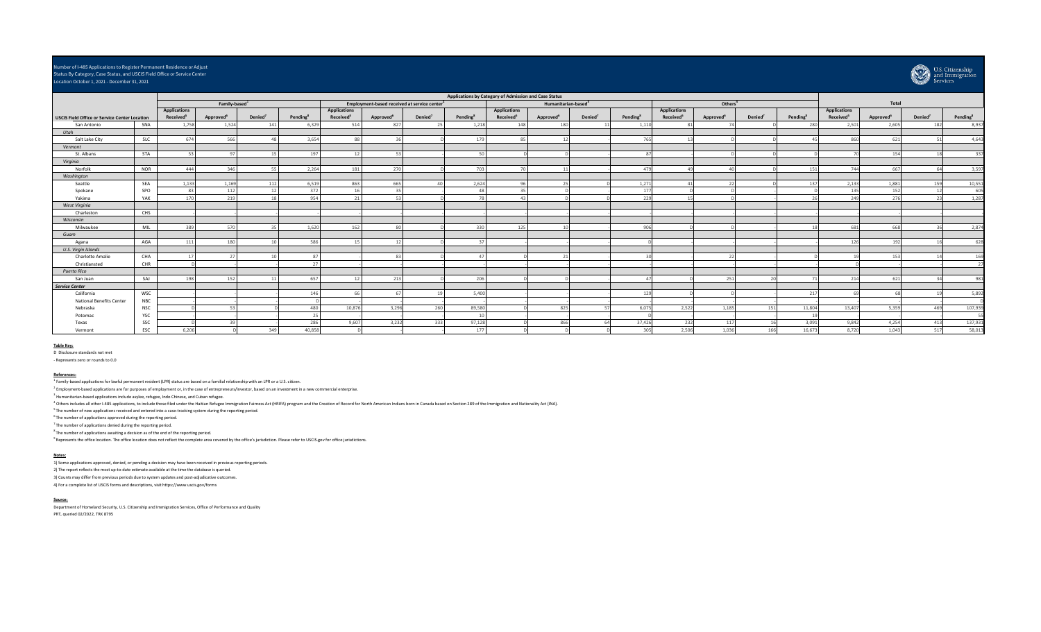Number of I-485 Applications to Register Permanent Residence or Adjust
Status By Category, Case Status, and USCIS Field Office or Service Center
Location October 1, 2021 - December 31, 2021

| | | Applications by Category of Admission and Case Status | | | | | | | | | | | | | | | | | | | |
|---|---|---|---|---|---|---|---|---|---|---|---|---|---|---|---|---|---|---|---|---|---|
| | | Family-based[1] | | | | Employment-based received at service center[2] | | | | Humanitarian-based[3] | | | | Others[4] | | | | Total | | | |
| USCIS Field Office or Service Center Location[9] | | Applications Received[5] | Approved[6] | Denied[7] | Pending[8] | Applications Received[5] | Approved[6] | Denied[7] | Pending[8] | Applications Received[5] | Approved[6] | Denied[7] | Pending[8] | Applications Received[5] | Approved[6] | Denied[7] | Pending[8] | Applications Received[5] | Approved[6] | Denied[7] | Pending[8] |
| San Antonio | SNA | 1,758 | 1,524 | 141 | 6,329 | 514 | 827 | 25 | 1,218 | 148 | 180 | 11 | 1,110 | 81 | 74 | D | 280 | 2,501 | 2,605 | 182 | 8,937 |
| *Utah* | | | | | | | | | | | | | | | | | | | | | |
| Salt Lake City | SLC | 674 | 566 | 48 | 3,654 | 88 | 36 | D | 179 | 85 | 12 | - | 765 | 13 | D | D | 45 | 860 | 621 | 51 | 4,643 |
| *Vermont* | | | | | | | | | | | | | | | | | | | | | |
| St. Albans | STA | 53 | 97 | 15 | 197 | 12 | 53 | - | 50 | D | D | - | 87 | - | D | D | D | 70 | 154 | 18 | 337 |
| *Virginia* | | | | | | | | | | | | | | | | | | | | | |
| Norfolk | NOR | 444 | 346 | 55 | 2,264 | 181 | 270 | D | 703 | 70 | 11 | - | 479 | 49 | 40 | D | 151 | 744 | 667 | 64 | 3,597 |
| *Washington* | | | | | | | | | | | | | | | | | | | | | |
| Seattle | SEA | 1,133 | 1,169 | 112 | 6,519 | 863 | 665 | 40 | 2,624 | 96 | 25 | D | 1,271 | 41 | 22 | D | 137 | 2,133 | 1,881 | 159 | 10,551 |
| Spokane | SPO | 83 | 112 | 12 | 372 | 16 | 35 | - | 48 | 35 | D | - | 177 | D | D | - | D | 135 | 152 | 12 | 605 |
| Yakima | YAK | 170 | 219 | 18 | 954 | 21 | 53 | D | 78 | 43 | D | D | 229 | 15 | D | - | 26 | 249 | 276 | 23 | 1,287 |
| *West Virginia* | | | | | | | | | | | | | | | | | | | | | |
| Charleston | CHS | - | - | - | - | - | - | - | - | - | - | - | - | - | - | - | - | - | - | - | - |
| *Wisconsin* | | | | | | | | | | | | | | | | | | | | | |
| Milwaukee | MIL | 389 | 570 | 35 | 1,620 | 162 | 80 | D | 330 | 125 | 10 | - | 906 | D | D | - | 18 | 681 | 668 | 36 | 2,874 |
| *Guam* | | | | | | | | | | | | | | | | | | | | | |
| Agana | AGA | 111 | 180 | 10 | 586 | 15 | 12 | D | 37 | - | - | - | D | - | - | - | - | 126 | 192 | 16 | 628 |
| *U.S. Virgin Islands* | | | | | | | | | | | | | | | | | | | | | |
| Charlotte Amalie | CHA | 17 | 27 | 10 | 87 | - | 83 | D | 47 | D | 21 | - | 30 | - | 22 | - | D | 19 | 153 | 14 | 169 |
| Christiansted | CHR | D | - | - | 27 | - | - | - | - | - | - | - | - | - | - | - | - | D | - | - | 27 |
| *Puerto Rico* | | | | | | | | | | | | | | | | | | | | | |
| San Juan | SAJ | 198 | 152 | 11 | 657 | 12 | 213 | D | 206 | D | D | - | 47 | D | 251 | 20 | 71 | 214 | 621 | 34 | 981 |
| ***Service Center*** | | | | | | | | | | | | | | | | | | | | | |
| California | WSC | - | - | - | 146 | 66 | 67 | 19 | 5,400 | - | - | - | 129 | D | D | - | 217 | 69 | 68 | 19 | 5,892 |
| National Benefits Center | NBC | - | - | - | D | - | - | - | - | - | - | - | - | - | - | - | - | - | - | - | D |
| Nebraska | NSC | D | 53 | D | 480 | 10,876 | 3,296 | 260 | 89,580 | D | 825 | 57 | 6,075 | 2,522 | 1,185 | 151 | 11,804 | 13,407 | 5,359 | 469 | 107,939 |
| Potomac | YSC | - | - | - | 25 | - | - | - | 10 | - | - | - | D | - | - | - | 19 | - | - | - | 55 |
| Texas | SSC | D | 39 | - | 286 | 9,607 | 3,232 | 333 | 97,128 | D | 866 | 64 | 37,426 | 232 | 117 | 16 | 3,091 | 9,842 | 4,254 | 413 | 137,931 |
| Vermont | ESC | 6,206 | D | 349 | 40,858 | D | - | - | 177 | D | D | D | 305 | 2,506 | 1,036 | 166 | 16,673 | 8,720 | 1,043 | 517 | 58,013 |

**Table Key:**

D Disclosure standards not met

- Represents zero or rounds to 0.0

**References:**

[1] Family-based applications for lawful permanent resident (LPR) status are based on a familial relationship with an LPR or a U.S. citizen.

[2] Employment-based applications are for purposes of employment or, in the case of entrepreneurs/investor, based on an investment in a new commercial enterprise.

[3] Humanitarian-based applications include asylee, refugee, Indo Chinese, and Cuban refugee.

[4] Others includes all other I-485 applications, to include those filed under the Haitian Refugee Immigration Fairness Act (HRIFA) program and the Creation of Record for North American Indians born in Canada based on Section 289 of the Immigration and Nationality Act (INA).

[5] The number of new applications received and entered into a case-tracking system during the reporting period.

[6] The number of applications approved during the reporting period.

[7] The number of applications denied during the reporting period.

[8] The number of applications awaiting a decision as of the end of the reporting period.

[9] Represents the office location. The office location does not reflect the complete area covered by the office's jurisdiction. Please refer to USCIS.gov for office jurisdictions.

**Notes:**

1) Some applications approved, denied, or pending a decision may have been received in previous reporting periods.

2) The report reflects the most up-to-date estimate available at the time the database is queried.

3) Counts may differ from previous periods due to system updates and post-adjudicative outcomes.

4) For a complete list of USCIS forms and descriptions, visit https://www.uscis.gov/forms

**Source:**

Department of Homeland Security, U.S. Citizenship and Immigration Services, Office of Performance and Quality

PRT, queried 02/2022, TRK 8795